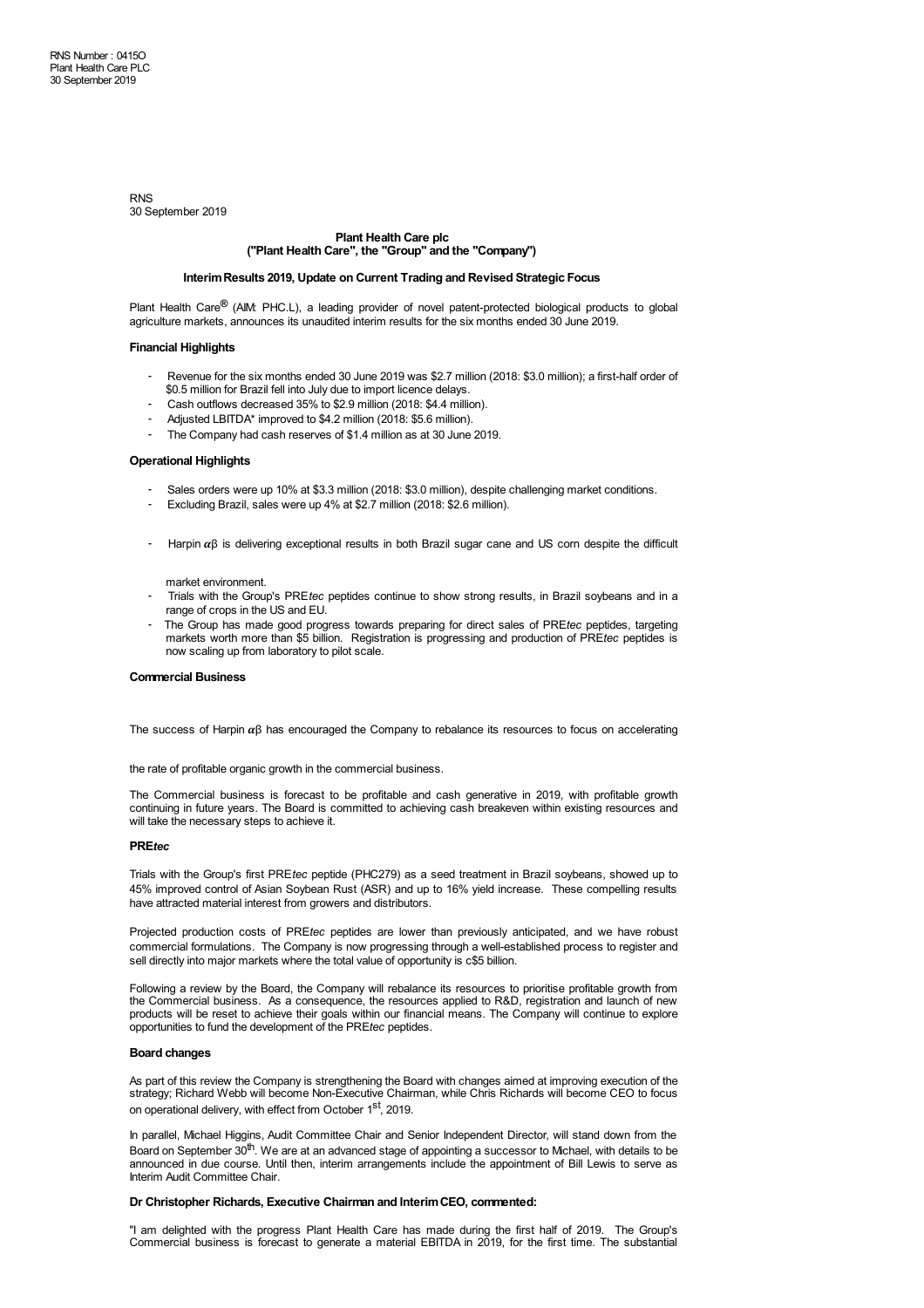RNS Number : 0415O
Plant Health Care PLC
30 September 2019

RNS
30 September 2019

**Plant Health Care plc**
**("Plant Health Care", the "Group" and the "Company")**

**Interim Results 2019, Update on Current Trading and Revised Strategic Focus**

Plant Health Care® (AIM: PHC.L), a leading provider of novel patent-protected biological products to global agriculture markets, announces its unaudited interim results for the six months ended 30 June 2019.

**Financial Highlights**

- Revenue for the six months ended 30 June 2019 was $2.7 million (2018: $3.0 million); a first-half order of $0.5 million for Brazil fell into July due to import licence delays.
- Cash outflows decreased 35% to $2.9 million (2018: $4.4 million).
- Adjusted LBITDA* improved to $4.2 million (2018: $5.6 million).
- The Company had cash reserves of $1.4 million as at 30 June 2019.

**Operational Highlights**

- Sales orders were up 10% at $3.3 million (2018: $3.0 million), despite challenging market conditions.
- Excluding Brazil, sales were up 4% at $2.7 million (2018: $2.6 million).
- Harpin αβ is delivering exceptional results in both Brazil sugar cane and US corn despite the difficult market environment.
- Trials with the Group's PRE*tec* peptides continue to show strong results, in Brazil soybeans and in a range of crops in the US and EU.
- The Group has made good progress towards preparing for direct sales of PRE*tec* peptides, targeting markets worth more than $5 billion. Registration is progressing and production of PRE*tec* peptides is now scaling up from laboratory to pilot scale.

**Commercial Business**

The success of Harpin αβ has encouraged the Company to rebalance its resources to focus on accelerating the rate of profitable organic growth in the commercial business.

The Commercial business is forecast to be profitable and cash generative in 2019, with profitable growth continuing in future years. The Board is committed to achieving cash breakeven within existing resources and will take the necessary steps to achieve it.

**PRE*tec***

Trials with the Group's first PRE*tec* peptide (PHC279) as a seed treatment in Brazil soybeans, showed up to 45% improved control of Asian Soybean Rust (ASR) and up to 16% yield increase. These compelling results have attracted material interest from growers and distributors.

Projected production costs of PRE*tec* peptides are lower than previously anticipated, and we have robust commercial formulations. The Company is now progressing through a well-established process to register and sell directly into major markets where the total value of opportunity is c$5 billion.

Following a review by the Board, the Company will rebalance its resources to prioritise profitable growth from the Commercial business. As a consequence, the resources applied to R&D, registration and launch of new products will be reset to achieve their goals within our financial means. The Company will continue to explore opportunities to fund the development of the PRE*tec* peptides.

**Board changes**

As part of this review the Company is strengthening the Board with changes aimed at improving execution of the strategy; Richard Webb will become Non-Executive Chairman, while Chris Richards will become CEO to focus on operational delivery, with effect from October 1st, 2019.

In parallel, Michael Higgins, Audit Committee Chair and Senior Independent Director, will stand down from the Board on September 30th. We are at an advanced stage of appointing a successor to Michael, with details to be announced in due course. Until then, interim arrangements include the appointment of Bill Lewis to serve as Interim Audit Committee Chair.

**Dr Christopher Richards, Executive Chairman and Interim CEO, commented:**

"I am delighted with the progress Plant Health Care has made during the first half of 2019. The Group's Commercial business is forecast to generate a material EBITDA in 2019, for the first time. The substantial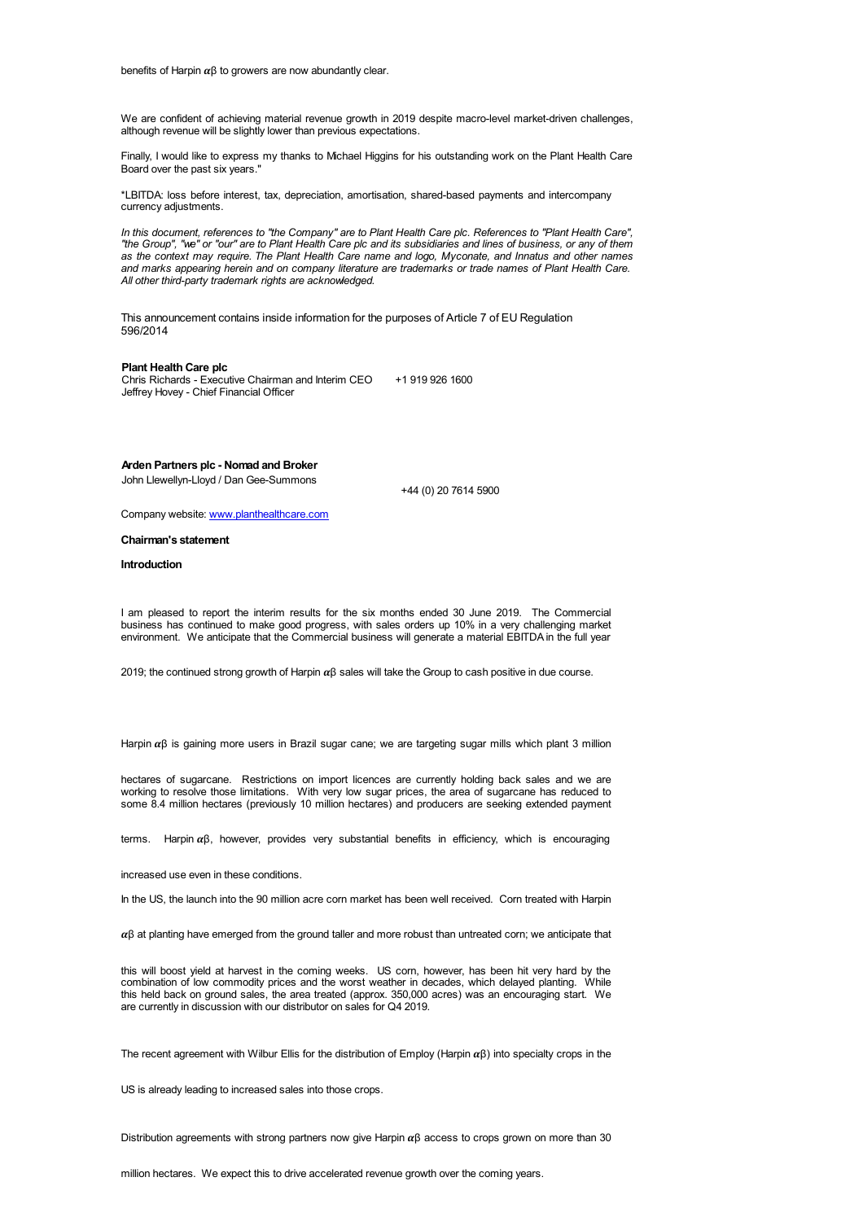benefits of Harpin αβ to growers are now abundantly clear.

We are confident of achieving material revenue growth in 2019 despite macro-level market-driven challenges, although revenue will be slightly lower than previous expectations.

Finally, I would like to express my thanks to Michael Higgins for his outstanding work on the Plant Health Care Board over the past six years."

*LBITDA: loss before interest, tax, depreciation, amortisation, shared-based payments and intercompany currency adjustments.

*In this document, references to "the Company" are to Plant Health Care plc. References to "Plant Health Care", "the Group", "we" or "our" are to Plant Health Care plc and its subsidiaries and lines of business, or any of them as the context may require. The Plant Health Care name and logo, Myconate, and Innatus and other names and marks appearing herein and on company literature are trademarks or trade names of Plant Health Care. All other third-party trademark rights are acknowledged.*

This announcement contains inside information for the purposes of Article 7 of EU Regulation 596/2014

**Plant Health Care plc**
Chris Richards - Executive Chairman and Interim CEO +1 919 926 1600
Jeffrey Hovey - Chief Financial Officer

**Arden Partners plc - Nomad and Broker**
John Llewellyn-Lloyd / Dan Gee-Summons +44 (0) 20 7614 5900

Company website: www.planthealthcare.com

**Chairman's statement**

**Introduction**

I am pleased to report the interim results for the six months ended 30 June 2019. The Commercial business has continued to make good progress, with sales orders up 10% in a very challenging market environment. We anticipate that the Commercial business will generate a material EBITDA in the full year 2019; the continued strong growth of Harpin αβ sales will take the Group to cash positive in due course.

Harpin αβ is gaining more users in Brazil sugar cane; we are targeting sugar mills which plant 3 million hectares of sugarcane. Restrictions on import licences are currently holding back sales and we are working to resolve those limitations. With very low sugar prices, the area of sugarcane has reduced to some 8.4 million hectares (previously 10 million hectares) and producers are seeking extended payment terms. Harpin αβ, however, provides very substantial benefits in efficiency, which is encouraging increased use even in these conditions.

In the US, the launch into the 90 million acre corn market has been well received. Corn treated with Harpin αβ at planting have emerged from the ground taller and more robust than untreated corn; we anticipate that this will boost yield at harvest in the coming weeks. US corn, however, has been hit very hard by the combination of low commodity prices and the worst weather in decades, which delayed planting. While this held back on ground sales, the area treated (approx. 350,000 acres) was an encouraging start. We are currently in discussion with our distributor on sales for Q4 2019.

The recent agreement with Wilbur Ellis for the distribution of Employ (Harpin αβ) into specialty crops in the US is already leading to increased sales into those crops.

Distribution agreements with strong partners now give Harpin αβ access to crops grown on more than 30 million hectares. We expect this to drive accelerated revenue growth over the coming years.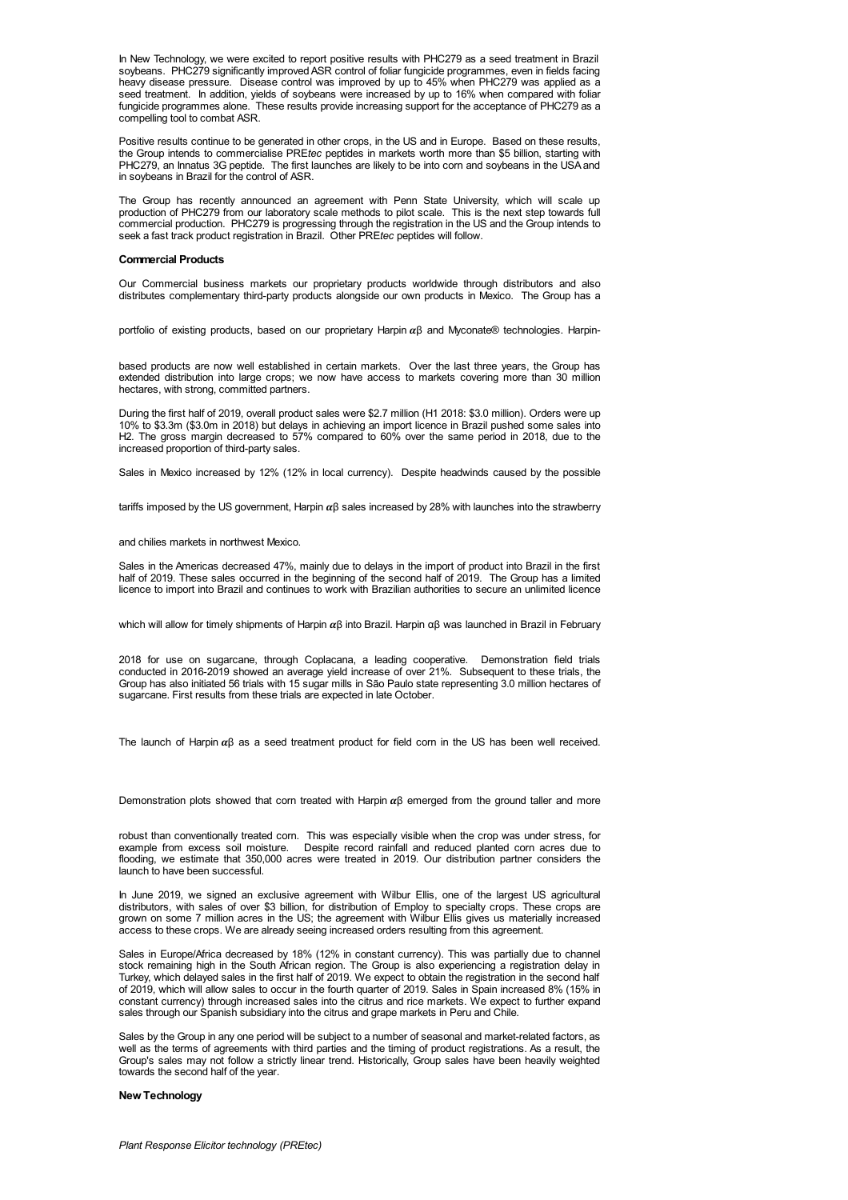In New Technology, we were excited to report positive results with PHC279 as a seed treatment in Brazil soybeans. PHC279 significantly improved ASR control of foliar fungicide programmes, even in fields facing heavy disease pressure. Disease control was improved by up to 45% when PHC279 was applied as a seed treatment. In addition, yields of soybeans were increased by up to 16% when compared with foliar fungicide programmes alone. These results provide increasing support for the acceptance of PHC279 as a compelling tool to combat ASR.

Positive results continue to be generated in other crops, in the US and in Europe. Based on these results, the Group intends to commercialise PRE*tec* peptides in markets worth more than $5 billion, starting with PHC279, an Innatus 3G peptide. The first launches are likely to be into corn and soybeans in the USA and in soybeans in Brazil for the control of ASR.

The Group has recently announced an agreement with Penn State University, which will scale up production of PHC279 from our laboratory scale methods to pilot scale. This is the next step towards full commercial production. PHC279 is progressing through the registration in the US and the Group intends to seek a fast track product registration in Brazil. Other PRE*tec* peptides will follow.

**Commercial Products**

Our Commercial business markets our proprietary products worldwide through distributors and also distributes complementary third-party products alongside our own products in Mexico. The Group has a portfolio of existing products, based on our proprietary Harpin αβ and Myconate® technologies. Harpin-based products are now well established in certain markets. Over the last three years, the Group has extended distribution into large crops; we now have access to markets covering more than 30 million hectares, with strong, committed partners.

During the first half of 2019, overall product sales were $2.7 million (H1 2018: $3.0 million). Orders were up 10% to $3.3m ($3.0m in 2018) but delays in achieving an import licence in Brazil pushed some sales into H2. The gross margin decreased to 57% compared to 60% over the same period in 2018, due to the increased proportion of third-party sales.

Sales in Mexico increased by 12% (12% in local currency). Despite headwinds caused by the possible tariffs imposed by the US government, Harpin αβ sales increased by 28% with launches into the strawberry and chilies markets in northwest Mexico.

Sales in the Americas decreased 47%, mainly due to delays in the import of product into Brazil in the first half of 2019. These sales occurred in the beginning of the second half of 2019. The Group has a limited licence to import into Brazil and continues to work with Brazilian authorities to secure an unlimited licence which will allow for timely shipments of Harpin αβ into Brazil. Harpin αβ was launched in Brazil in February 2018 for use on sugarcane, through Coplacana, a leading cooperative. Demonstration field trials conducted in 2016-2019 showed an average yield increase of over 21%. Subsequent to these trials, the Group has also initiated 56 trials with 15 sugar mills in São Paulo state representing 3.0 million hectares of sugarcane. First results from these trials are expected in late October.

The launch of Harpin αβ as a seed treatment product for field corn in the US has been well received.

Demonstration plots showed that corn treated with Harpin αβ emerged from the ground taller and more robust than conventionally treated corn. This was especially visible when the crop was under stress, for example from excess soil moisture. Despite record rainfall and reduced planted corn acres due to flooding, we estimate that 350,000 acres were treated in 2019. Our distribution partner considers the launch to have been successful.

In June 2019, we signed an exclusive agreement with Wilbur Ellis, one of the largest US agricultural distributors, with sales of over $3 billion, for distribution of Employ to specialty crops. These crops are grown on some 7 million acres in the US; the agreement with Wilbur Ellis gives us materially increased access to these crops. We are already seeing increased orders resulting from this agreement.

Sales in Europe/Africa decreased by 18% (12% in constant currency). This was partially due to channel stock remaining high in the South African region. The Group is also experiencing a registration delay in Turkey, which delayed sales in the first half of 2019. We expect to obtain the registration in the second half of 2019, which will allow sales to occur in the fourth quarter of 2019. Sales in Spain increased 8% (15% in constant currency) through increased sales into the citrus and rice markets. We expect to further expand sales through our Spanish subsidiary into the citrus and grape markets in Peru and Chile.

Sales by the Group in any one period will be subject to a number of seasonal and market-related factors, as well as the terms of agreements with third parties and the timing of product registrations. As a result, the Group's sales may not follow a strictly linear trend. Historically, Group sales have been heavily weighted towards the second half of the year.

**New Technology**

*Plant Response Elicitor technology (PREtec)*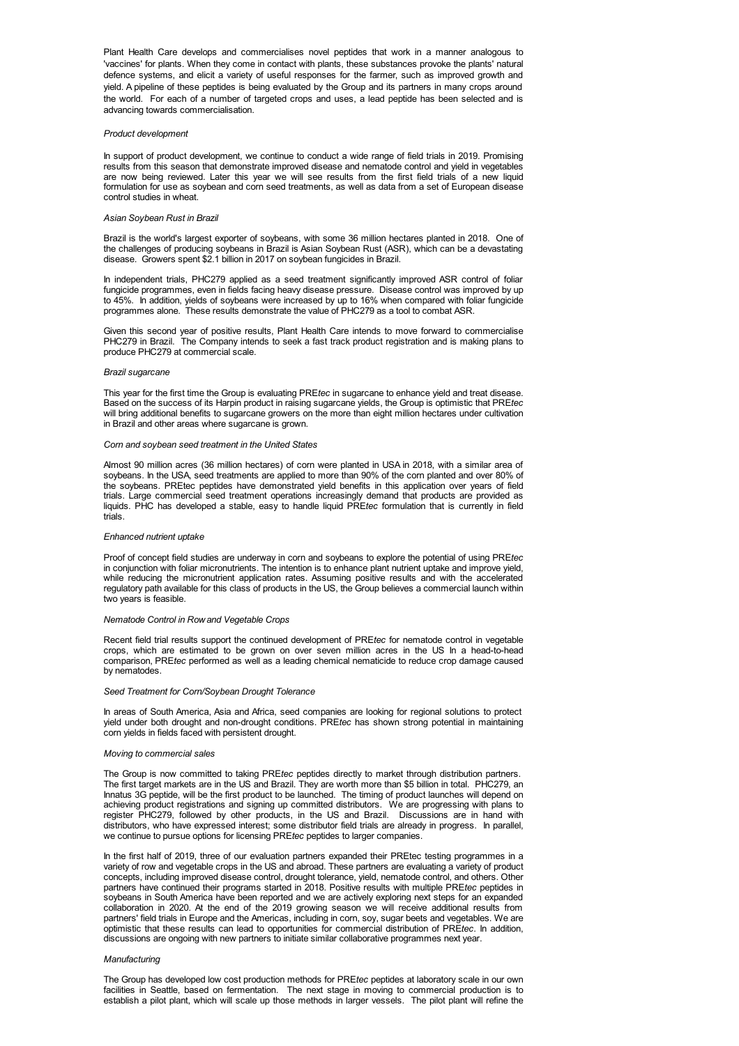Plant Health Care develops and commercialises novel peptides that work in a manner analogous to 'vaccines' for plants. When they come in contact with plants, these substances provoke the plants' natural defence systems, and elicit a variety of useful responses for the farmer, such as improved growth and yield. A pipeline of these peptides is being evaluated by the Group and its partners in many crops around the world. For each of a number of targeted crops and uses, a lead peptide has been selected and is advancing towards commercialisation.

*Product development*

In support of product development, we continue to conduct a wide range of field trials in 2019. Promising results from this season that demonstrate improved disease and nematode control and yield in vegetables are now being reviewed. Later this year we will see results from the first field trials of a new liquid formulation for use as soybean and corn seed treatments, as well as data from a set of European disease control studies in wheat.

*Asian Soybean Rust in Brazil*

Brazil is the world's largest exporter of soybeans, with some 36 million hectares planted in 2018. One of the challenges of producing soybeans in Brazil is Asian Soybean Rust (ASR), which can be a devastating disease. Growers spent $2.1 billion in 2017 on soybean fungicides in Brazil.

In independent trials, PHC279 applied as a seed treatment significantly improved ASR control of foliar fungicide programmes, even in fields facing heavy disease pressure. Disease control was improved by up to 45%. In addition, yields of soybeans were increased by up to 16% when compared with foliar fungicide programmes alone. These results demonstrate the value of PHC279 as a tool to combat ASR.

Given this second year of positive results, Plant Health Care intends to move forward to commercialise PHC279 in Brazil. The Company intends to seek a fast track product registration and is making plans to produce PHC279 at commercial scale.

*Brazil sugarcane*

This year for the first time the Group is evaluating PRE*tec* in sugarcane to enhance yield and treat disease. Based on the success of its Harpin product in raising sugarcane yields, the Group is optimistic that PRE*tec* will bring additional benefits to sugarcane growers on the more than eight million hectares under cultivation in Brazil and other areas where sugarcane is grown.

*Corn and soybean seed treatment in the United States*

Almost 90 million acres (36 million hectares) of corn were planted in USA in 2018, with a similar area of soybeans. In the USA, seed treatments are applied to more than 90% of the corn planted and over 80% of the soybeans. PREtec peptides have demonstrated yield benefits in this application over years of field trials. Large commercial seed treatment operations increasingly demand that products are provided as liquids. PHC has developed a stable, easy to handle liquid PRE*tec* formulation that is currently in field trials.

*Enhanced nutrient uptake*

Proof of concept field studies are underway in corn and soybeans to explore the potential of using PRE*tec* in conjunction with foliar micronutrients. The intention is to enhance plant nutrient uptake and improve yield, while reducing the micronutrient application rates. Assuming positive results and with the accelerated regulatory path available for this class of products in the US, the Group believes a commercial launch within two years is feasible.

*Nematode Control in Row and Vegetable Crops*

Recent field trial results support the continued development of PRE*tec* for nematode control in vegetable crops, which are estimated to be grown on over seven million acres in the US In a head-to-head comparison, PRE*tec* performed as well as a leading chemical nematicide to reduce crop damage caused by nematodes.

*Seed Treatment for Corn/Soybean Drought Tolerance*

In areas of South America, Asia and Africa, seed companies are looking for regional solutions to protect yield under both drought and non-drought conditions. PRE*tec* has shown strong potential in maintaining corn yields in fields faced with persistent drought.

*Moving to commercial sales*

The Group is now committed to taking PRE*tec* peptides directly to market through distribution partners. The first target markets are in the US and Brazil. They are worth more than $5 billion in total. PHC279, an Innatus 3G peptide, will be the first product to be launched. The timing of product launches will depend on achieving product registrations and signing up committed distributors. We are progressing with plans to register PHC279, followed by other products, in the US and Brazil. Discussions are in hand with distributors, who have expressed interest; some distributor field trials are already in progress. In parallel, we continue to pursue options for licensing PRE*tec* peptides to larger companies.

In the first half of 2019, three of our evaluation partners expanded their PREtec testing programmes in a variety of row and vegetable crops in the US and abroad. These partners are evaluating a variety of product concepts, including improved disease control, drought tolerance, yield, nematode control, and others. Other partners have continued their programs started in 2018. Positive results with multiple PRE*tec* peptides in soybeans in South America have been reported and we are actively exploring next steps for an expanded collaboration in 2020. At the end of the 2019 growing season we will receive additional results from partners' field trials in Europe and the Americas, including in corn, soy, sugar beets and vegetables. We are optimistic that these results can lead to opportunities for commercial distribution of PRE*tec*. In addition, discussions are ongoing with new partners to initiate similar collaborative programmes next year.

*Manufacturing*

The Group has developed low cost production methods for PRE*tec* peptides at laboratory scale in our own facilities in Seattle, based on fermentation. The next stage in moving to commercial production is to establish a pilot plant, which will scale up those methods in larger vessels. The pilot plant will refine the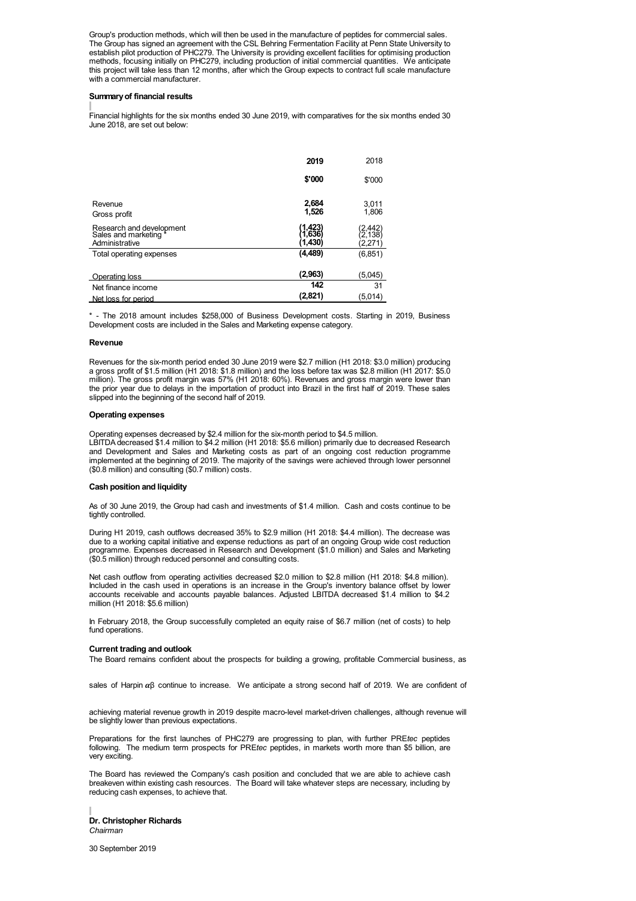Group's production methods, which will then be used in the manufacture of peptides for commercial sales. The Group has signed an agreement with the CSL Behring Fermentation Facility at Penn State University to establish pilot production of PHC279. The University is providing excellent facilities for optimising production methods, focusing initially on PHC279, including production of initial commercial quantities. We anticipate this project will take less than 12 months, after which the Group expects to contract full scale manufacture with a commercial manufacturer.

**Summary of financial results**

Financial highlights for the six months ended 30 June 2019, with comparatives for the six months ended 30 June 2018, are set out below:

| | **2019** | 2018 |
|---|---|---|
| | **$'000** | $'000 |
| Revenue | **2,684** | 3,011 |
| Gross profit | **1,526** | 1,806 |
| Research and development | **(1,423)** | (2,442) |
| Sales and marketing * | **(1,636)** | (2,138) |
| Administrative | **(1,430)** | (2,271) |
| Total operating expenses | **(4,489)** | (6,851) |
| Operating loss | **(2,963)** | (5,045) |
| Net finance income | **142** | 31 |
| Net loss for period | **(2,821)** | (5,014) |

\* - The 2018 amount includes $258,000 of Business Development costs. Starting in 2019, Business Development costs are included in the Sales and Marketing expense category.

**Revenue**

Revenues for the six-month period ended 30 June 2019 were $2.7 million (H1 2018: $3.0 million) producing a gross profit of $1.5 million (H1 2018: $1.8 million) and the loss before tax was $2.8 million (H1 2017: $5.0 million). The gross profit margin was 57% (H1 2018: 60%). Revenues and gross margin were lower than the prior year due to delays in the importation of product into Brazil in the first half of 2019. These sales slipped into the beginning of the second half of 2019.

**Operating expenses**

Operating expenses decreased by $2.4 million for the six-month period to $4.5 million.
LBITDA decreased $1.4 million to $4.2 million (H1 2018: $5.6 million) primarily due to decreased Research and Development and Sales and Marketing costs as part of an ongoing cost reduction programme implemented at the beginning of 2019. The majority of the savings were achieved through lower personnel ($0.8 million) and consulting ($0.7 million) costs.

**Cash position and liquidity**

As of 30 June 2019, the Group had cash and investments of $1.4 million. Cash and costs continue to be tightly controlled.

During H1 2019, cash outflows decreased 35% to $2.9 million (H1 2018: $4.4 million). The decrease was due to a working capital initiative and expense reductions as part of an ongoing Group wide cost reduction programme. Expenses decreased in Research and Development ($1.0 million) and Sales and Marketing ($0.5 million) through reduced personnel and consulting costs.

Net cash outflow from operating activities decreased $2.0 million to $2.8 million (H1 2018: $4.8 million). Included in the cash used in operations is an increase in the Group's inventory balance offset by lower accounts receivable and accounts payable balances. Adjusted LBITDA decreased $1.4 million to $4.2 million (H1 2018: $5.6 million)

In February 2018, the Group successfully completed an equity raise of $6.7 million (net of costs) to help fund operations.

**Current trading and outlook**

The Board remains confident about the prospects for building a growing, profitable Commercial business, as sales of Harpin $\alpha\beta$ continue to increase. We anticipate a strong second half of 2019. We are confident of achieving material revenue growth in 2019 despite macro-level market-driven challenges, although revenue will be slightly lower than previous expectations.

Preparations for the first launches of PHC279 are progressing to plan, with further PRE*tec* peptides following. The medium term prospects for PRE*tec* peptides, in markets worth more than $5 billion, are very exciting.

The Board has reviewed the Company's cash position and concluded that we are able to achieve cash breakeven within existing cash resources. The Board will take whatever steps are necessary, including by reducing cash expenses, to achieve that.

**Dr. Christopher Richards**
*Chairman*

30 September 2019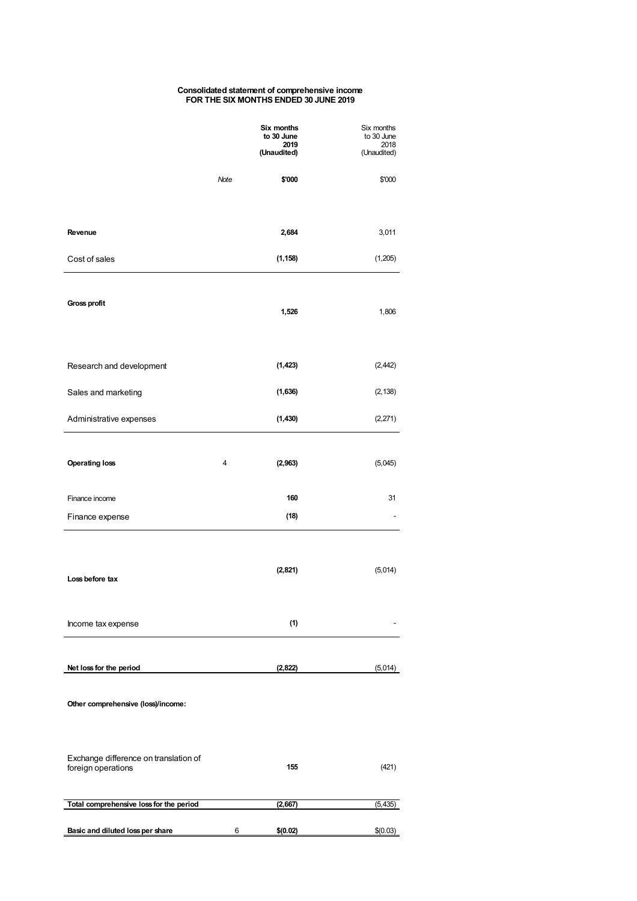**Consolidated statement of comprehensive income**
**FOR THE SIX MONTHS ENDED 30 JUNE 2019**

| | Note | **Six months to 30 June 2019 (Unaudited)** | Six months to 30 June 2018 (Unaudited) |
|---|---|---|---|
| | *Note* | **$'000** | $'000 |
| **Revenue** | | **2,684** | 3,011 |
| Cost of sales | | **(1,158)** | (1,205) |
| **Gross profit** | | **1,526** | 1,806 |
| Research and development | | **(1,423)** | (2,442) |
| Sales and marketing | | **(1,636)** | (2,138) |
| Administrative expenses | | **(1,430)** | (2,271) |
| **Operating loss** | 4 | **(2,963)** | (5,045) |
| Finance income | | **160** | 31 |
| Finance expense | | **(18)** | - |
| **Loss before tax** | | **(2,821)** | (5,014) |
| Income tax expense | | **(1)** | - |
| **Net loss for the period** | | **(2,822)** | (5,014) |
| **Other comprehensive (loss)/income:** | | | |
| Exchange difference on translation of foreign operations | | **155** | (421) |
| **Total comprehensive loss for the period** | | **(2,667)** | (5,435) |
| **Basic and diluted loss per share** | 6 | **$(0.02)** | $(0.03) |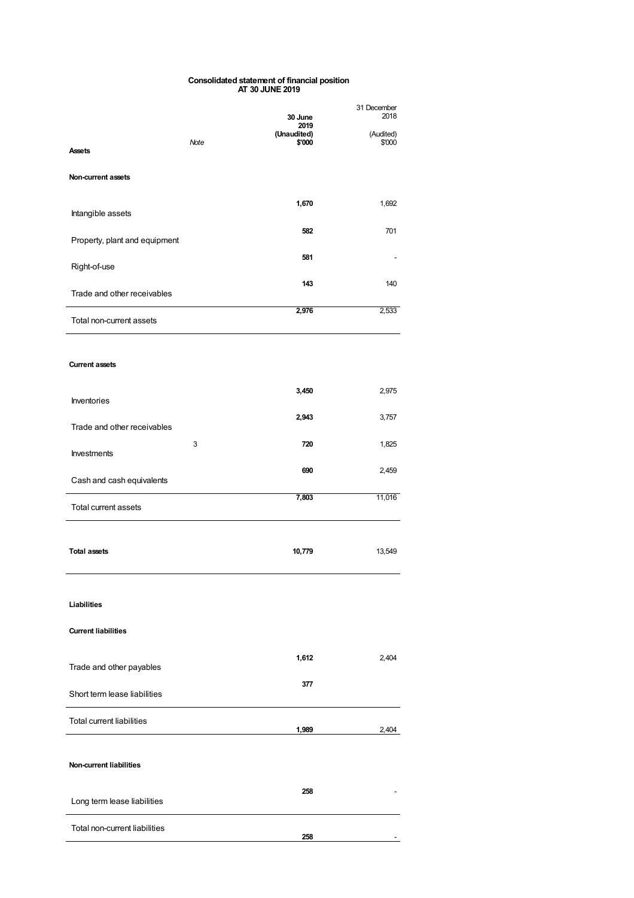**Consolidated statement of financial position**
**AT 30 JUNE 2019**

| | Note | 30 June 2019 (Unaudited) $'000 | 31 December 2018 (Audited) $'000 |
|---|---|---|---|
| **Assets** | | | |
| **Non-current assets** | | | |
| Intangible assets | | **1,670** | 1,692 |
| Property, plant and equipment | | **582** | 701 |
| Right-of-use | | **581** | - |
| Trade and other receivables | | **143** | 140 |
| Total non-current assets | | **2,976** | 2,533 |
| **Current assets** | | | |
| Inventories | | **3,450** | 2,975 |
| Trade and other receivables | | **2,943** | 3,757 |
| Investments | 3 | **720** | 1,825 |
| Cash and cash equivalents | | **690** | 2,459 |
| Total current assets | | **7,803** | 11,016 |
| **Total assets** | | **10,779** | 13,549 |
| **Liabilities** | | | |
| **Current liabilities** | | | |
| Trade and other payables | | **1,612** | 2,404 |
| Short term lease liabilities | | **377** | |
| Total current liabilities | | **1,989** | 2,404 |
| **Non-current liabilities** | | | |
| Long term lease liabilities | | **258** | - |
| Total non-current liabilities | | **258** | - |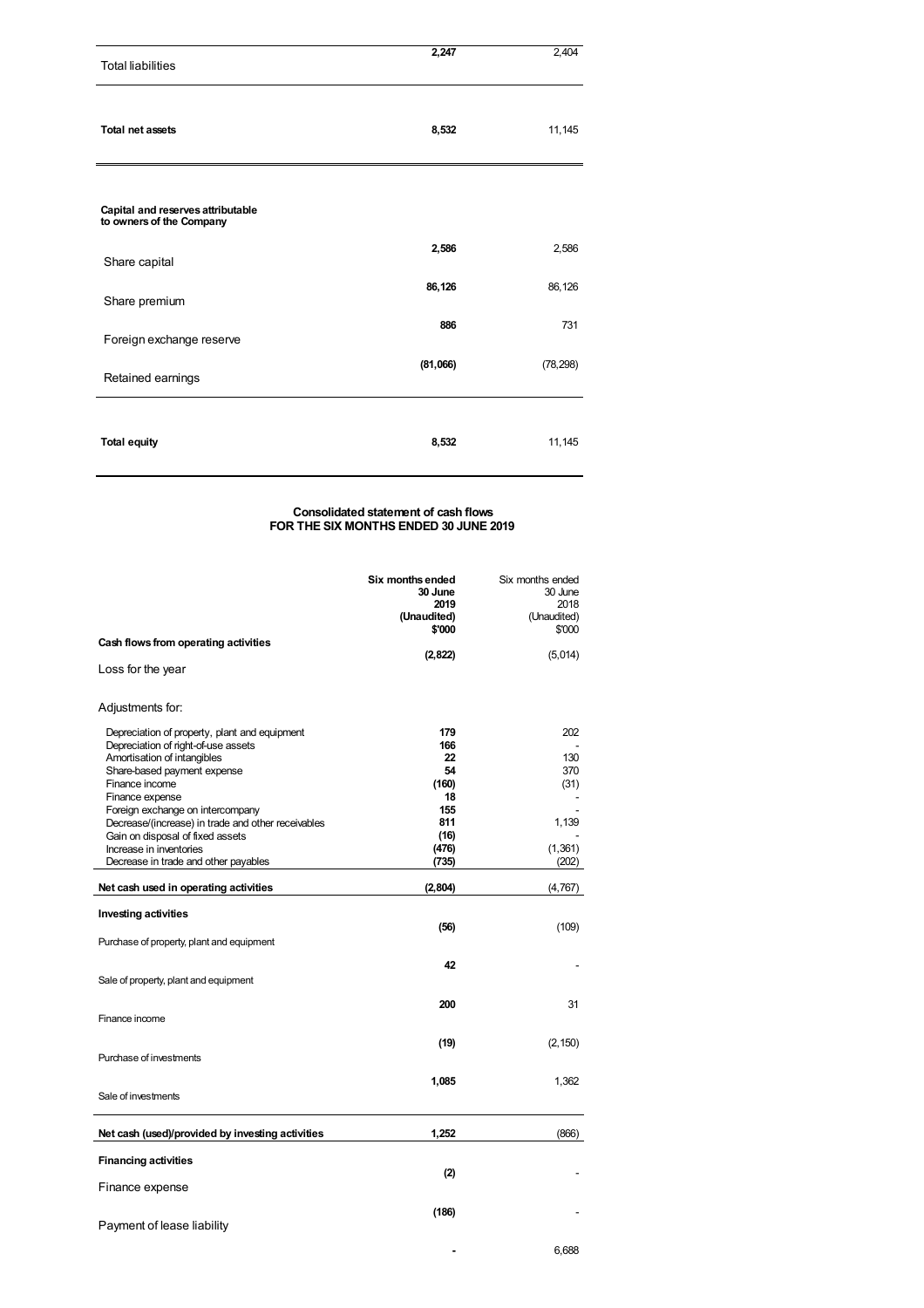| | | |
|---|---|---|
| Total liabilities | **2,247** | 2,404 |
| **Total net assets** | **8,532** | 11,145 |
| **Capital and reserves attributable to owners of the Company** | | |
| Share capital | **2,586** | 2,586 |
| Share premium | **86,126** | 86,126 |
| Foreign exchange reserve | **886** | 731 |
| Retained earnings | **(81,066)** | (78,298) |
| **Total equity** | **8,532** | 11,145 |

**Consolidated statement of cash flows**
**FOR THE SIX MONTHS ENDED 30 JUNE 2019**

| | **Six months ended 30 June 2019 (Unaudited) $'000** | Six months ended 30 June 2018 (Unaudited) $'000 |
|---|---|---|
| **Cash flows from operating activities** | | |
| Loss for the year | **(2,822)** | (5,014) |
| Adjustments for: | | |
| Depreciation of property, plant and equipment | **179** | 202 |
| Depreciation of right-of-use assets | **166** | - |
| Amortisation of intangibles | **22** | 130 |
| Share-based payment expense | **54** | 370 |
| Finance income | **(160)** | (31) |
| Finance expense | **18** | - |
| Foreign exchange on intercompany | **155** | - |
| Decrease/(increase) in trade and other receivables | **811** | 1,139 |
| Gain on disposal of fixed assets | **(16)** | - |
| Increase in inventories | **(476)** | (1,361) |
| Decrease in trade and other payables | **(735)** | (202) |
| **Net cash used in operating activities** | **(2,804)** | (4,767) |
| **Investing activities** | | |
| Purchase of property, plant and equipment | **(56)** | (109) |
| Sale of property, plant and equipment | **42** | - |
| Finance income | **200** | 31 |
| Purchase of investments | **(19)** | (2,150) |
| Sale of investments | **1,085** | 1,362 |
| **Net cash (used)/provided by investing activities** | **1,252** | (866) |
| **Financing activities** | | |
| Finance expense | **(2)** | - |
| Payment of lease liability | **(186)** | - |
| | **-** | 6,688 |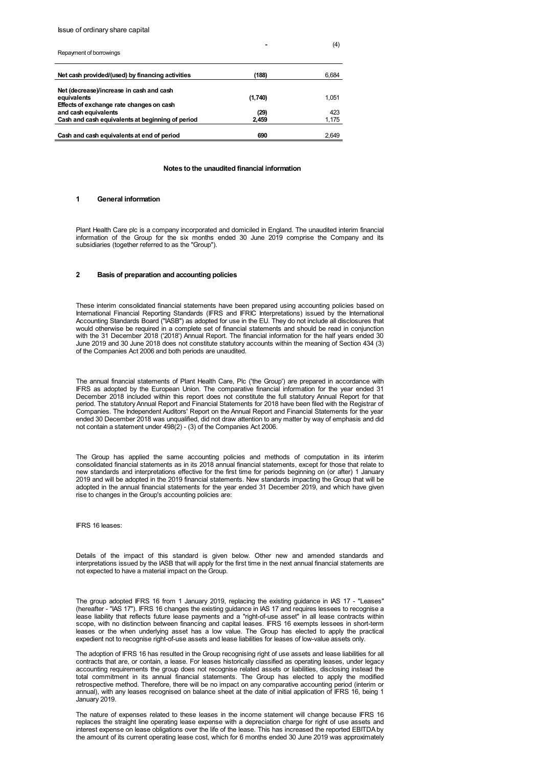| | | |
|---|---|---|
| Issue of ordinary share capital | | |
| Repayment of borrowings | - | (4) |
| **Net cash provided/(used) by financing activities** | **(188)** | 6,684 |
| **Net (decrease)/increase in cash and cash equivalents** | **(1,740)** | 1,051 |
| **Effects of exchange rate changes on cash and cash equivalents** | **(29)** | 423 |
| **Cash and cash equivalents at beginning of period** | **2,459** | 1,175 |
| **Cash and cash equivalents at end of period** | **690** | 2,649 |

## Notes to the unaudited financial information

### 1 General information

Plant Health Care plc is a company incorporated and domiciled in England. The unaudited interim financial information of the Group for the six months ended 30 June 2019 comprise the Company and its subsidiaries (together referred to as the "Group").

### 2 Basis of preparation and accounting policies

These interim consolidated financial statements have been prepared using accounting policies based on International Financial Reporting Standards (IFRS and IFRIC Interpretations) issued by the International Accounting Standards Board ("IASB") as adopted for use in the EU. They do not include all disclosures that would otherwise be required in a complete set of financial statements and should be read in conjunction with the 31 December 2018 ('2018') Annual Report. The financial information for the half years ended 30 June 2019 and 30 June 2018 does not constitute statutory accounts within the meaning of Section 434 (3) of the Companies Act 2006 and both periods are unaudited.

The annual financial statements of Plant Health Care, Plc ('the Group') are prepared in accordance with IFRS as adopted by the European Union. The comparative financial information for the year ended 31 December 2018 included within this report does not constitute the full statutory Annual Report for that period. The statutory Annual Report and Financial Statements for 2018 have been filed with the Registrar of Companies. The Independent Auditors' Report on the Annual Report and Financial Statements for the year ended 30 December 2018 was unqualified, did not draw attention to any matter by way of emphasis and did not contain a statement under 498(2) - (3) of the Companies Act 2006.

The Group has applied the same accounting policies and methods of computation in its interim consolidated financial statements as in its 2018 annual financial statements, except for those that relate to new standards and interpretations effective for the first time for periods beginning on (or after) 1 January 2019 and will be adopted in the 2019 financial statements. New standards impacting the Group that will be adopted in the annual financial statements for the year ended 31 December 2019, and which have given rise to changes in the Group's accounting policies are:

IFRS 16 leases:

Details of the impact of this standard is given below. Other new and amended standards and interpretations issued by the IASB that will apply for the first time in the next annual financial statements are not expected to have a material impact on the Group.

The group adopted IFRS 16 from 1 January 2019, replacing the existing guidance in IAS 17 - "Leases" (hereafter - "IAS 17"). IFRS 16 changes the existing guidance in IAS 17 and requires lessees to recognise a lease liability that reflects future lease payments and a "right-of-use asset" in all lease contracts within scope, with no distinction between financing and capital leases. IFRS 16 exempts lessees in short-term leases or the when underlying asset has a low value. The Group has elected to apply the practical expedient not to recognise right-of-use assets and lease liabilities for leases of low-value assets only.

The adoption of IFRS 16 has resulted in the Group recognising right of use assets and lease liabilities for all contracts that are, or contain, a lease. For leases historically classified as operating leases, under legacy accounting requirements the group does not recognise related assets or liabilities, disclosing instead the total commitment in its annual financial statements. The Group has elected to apply the modified retrospective method. Therefore, there will be no impact on any comparative accounting period (interim or annual), with any leases recognised on balance sheet at the date of initial application of IFRS 16, being 1 January 2019.

The nature of expenses related to these leases in the income statement will change because IFRS 16 replaces the straight line operating lease expense with a depreciation charge for right of use assets and interest expense on lease obligations over the life of the lease. This has increased the reported EBITDA by the amount of its current operating lease cost, which for 6 months ended 30 June 2019 was approximately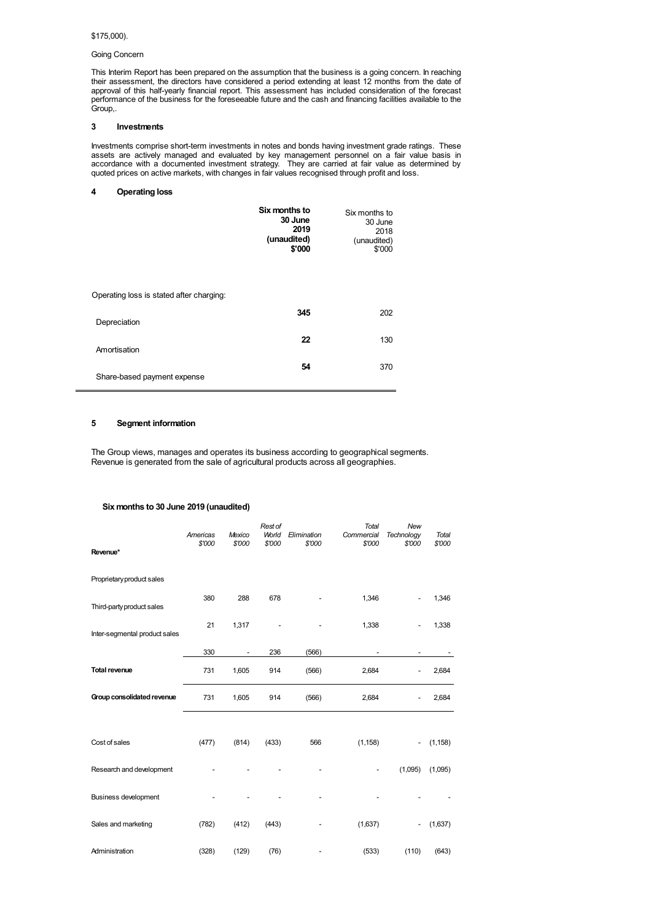$175,000).

Going Concern

This Interim Report has been prepared on the assumption that the business is a going concern. In reaching their assessment, the directors have considered a period extending at least 12 months from the date of approval of this half-yearly financial report. This assessment has included consideration of the forecast performance of the business for the foreseeable future and the cash and financing facilities available to the Group,.

## 3 Investments

Investments comprise short-term investments in notes and bonds having investment grade ratings. These assets are actively managed and evaluated by key management personnel on a fair value basis in accordance with a documented investment strategy. They are carried at fair value as determined by quoted prices on active markets, with changes in fair values recognised through profit and loss.

## 4 Operating loss

| | **Six months to 30 June 2019 (unaudited) $'000** | Six months to 30 June 2018 (unaudited) $'000 |
|---|---|---|
| Operating loss is stated after charging: | | |
| Depreciation | **345** | 202 |
| Amortisation | **22** | 130 |
| Share-based payment expense | **54** | 370 |

## 5 Segment information

The Group views, manages and operates its business according to geographical segments. Revenue is generated from the sale of agricultural products across all geographies.

**Six months to 30 June 2019 (unaudited)**

| **Revenue*** | *Americas $'000* | *Mexico $'000* | *Rest of World $'000* | *Elimination $'000* | *Total Commercial $'000* | *New Technology $'000* | *Total $'000* |
|---|---|---|---|---|---|---|---|
| Proprietary product sales | 380 | 288 | 678 | - | 1,346 | - | 1,346 |
| Third-party product sales | 21 | 1,317 | - | - | 1,338 | - | 1,338 |
| Inter-segmental product sales | 330 | - | 236 | (566) | - | - | - |
| **Total revenue** | 731 | 1,605 | 914 | (566) | 2,684 | - | 2,684 |
| **Group consolidated revenue** | 731 | 1,605 | 914 | (566) | 2,684 | - | 2,684 |
| Cost of sales | (477) | (814) | (433) | 566 | (1,158) | - | (1,158) |
| Research and development | - | - | - | - | - | (1,095) | (1,095) |
| Business development | - | - | - | - | - | - | - |
| Sales and marketing | (782) | (412) | (443) | - | (1,637) | - | (1,637) |
| Administration | (328) | (129) | (76) | - | (533) | (110) | (643) |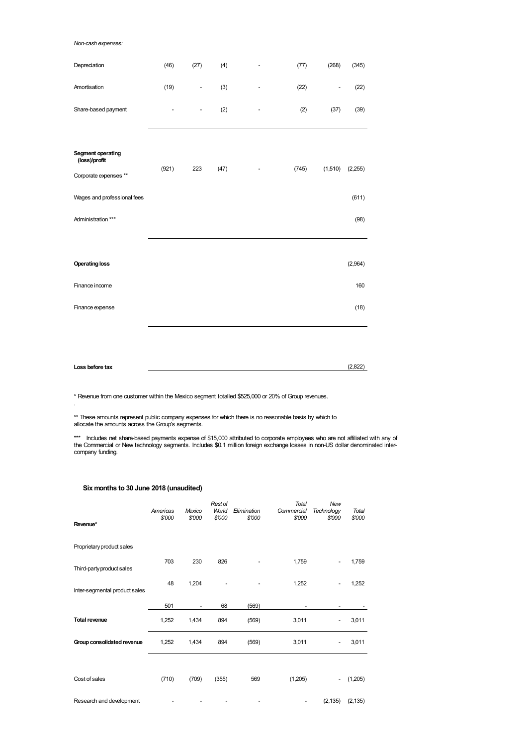*Non-cash expenses:*

| | | | | | | | |
|---|---|---|---|---|---|---|---|
| Depreciation | (46) | (27) | (4) | - | (77) | (268) | (345) |
| Amortisation | (19) | - | (3) | - | (22) | - | (22) |
| Share-based payment | - | - | (2) | - | (2) | (37) | (39) |
| **Segment operating (loss)/profit** | (921) | 223 | (47) | - | (745) | (1,510) | (2,255) |
| Corporate expenses ** | | | | | | | |
| Wages and professional fees | | | | | | | (611) |
| Administration *** | | | | | | | (98) |
| **Operating loss** | | | | | | | (2,964) |
| Finance income | | | | | | | 160 |
| Finance expense | | | | | | | (18) |
| **Loss before tax** | | | | | | | (2,822) |

\* Revenue from one customer within the Mexico segment totalled $525,000 or 20% of Group revenues.

.

** These amounts represent public company expenses for which there is no reasonable basis by which to allocate the amounts across the Group's segments.

*** Includes net share-based payments expense of $15,000 attributed to corporate employees who are not affiliated with any of the Commercial or New technology segments. Includes $0.1 million foreign exchange losses in non-US dollar denominated inter-company funding.

### Six months to 30 June 2018 (unaudited)

| **Revenue*** | *Americas $'000* | *Mexico $'000* | *Rest of World $'000* | *Elimination $'000* | *Total Commercial $'000* | *New Technology $'000* | *Total $'000* |
|---|---|---|---|---|---|---|---|
| Proprietary product sales | 703 | 230 | 826 | - | 1,759 | - | 1,759 |
| Third-party product sales | 48 | 1,204 | - | - | 1,252 | - | 1,252 |
| Inter-segmental product sales | 501 | - | 68 | (569) | - | - | - |
| **Total revenue** | 1,252 | 1,434 | 894 | (569) | 3,011 | - | 3,011 |
| **Group consolidated revenue** | 1,252 | 1,434 | 894 | (569) | 3,011 | - | 3,011 |
| Cost of sales | (710) | (709) | (355) | 569 | (1,205) | - | (1,205) |
| Research and development | - | - | - | - | - | (2,135) | (2,135) |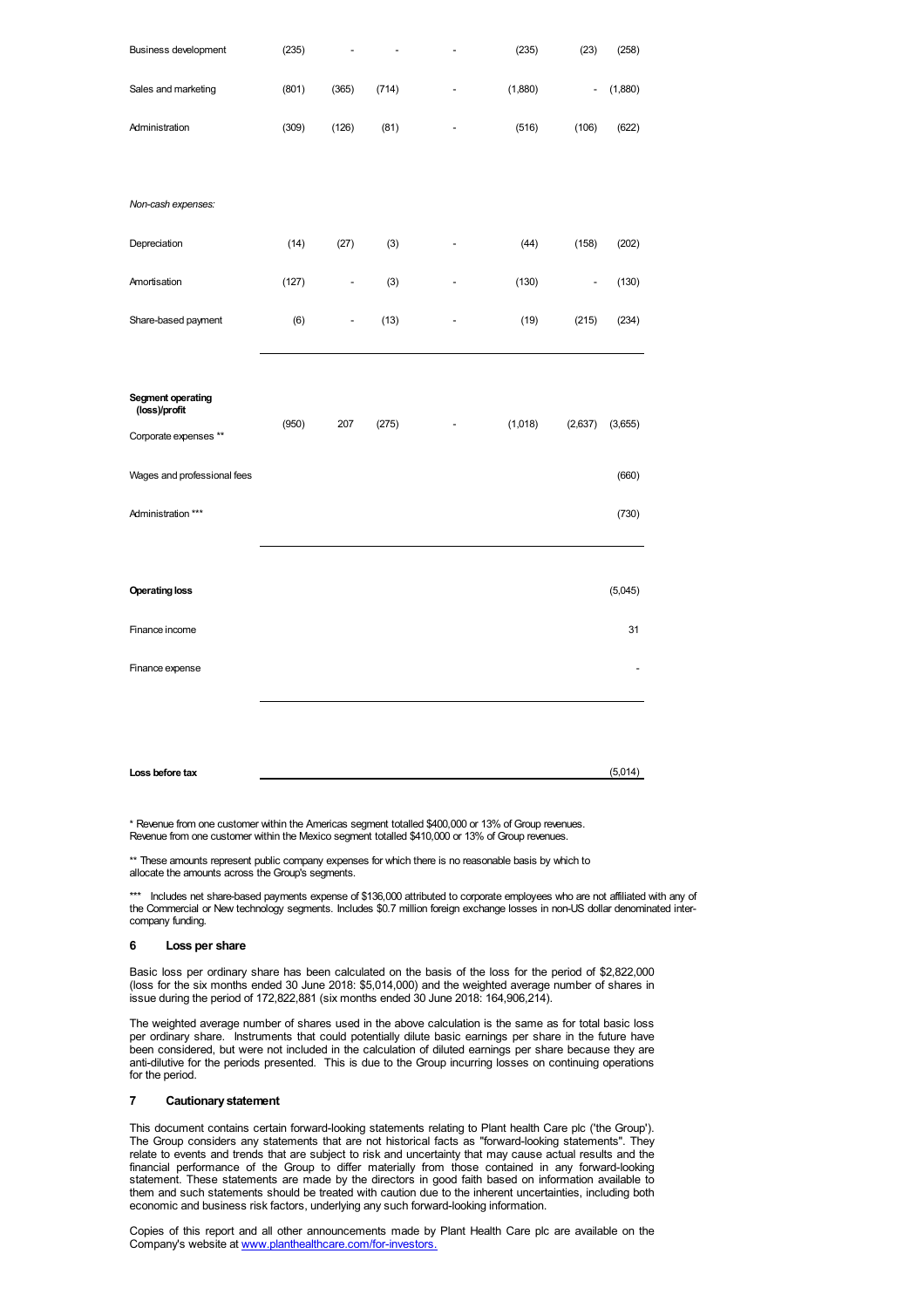| | | | | | | | |
|---|---|---|---|---|---|---|---|
| Business development | (235) | - | - | - | (235) | (23) | (258) |
| Sales and marketing | (801) | (365) | (714) | - | (1,880) | - | (1,880) |
| Administration | (309) | (126) | (81) | - | (516) | (106) | (622) |
| *Non-cash expenses:* | | | | | | | |
| Depreciation | (14) | (27) | (3) | - | (44) | (158) | (202) |
| Amortisation | (127) | - | (3) | - | (130) | - | (130) |
| Share-based payment | (6) | - | (13) | - | (19) | (215) | (234) |
| **Segment operating (loss)/profit** | (950) | 207 | (275) | - | (1,018) | (2,637) | (3,655) |
| Corporate expenses ** | | | | | | | |
| Wages and professional fees | | | | | | | (660) |
| Administration *** | | | | | | | (730) |
| **Operating loss** | | | | | | | (5,045) |
| Finance income | | | | | | | 31 |
| Finance expense | | | | | | | - |
| **Loss before tax** | | | | | | | (5,014) |

* Revenue from one customer within the Americas segment totalled $400,000 or 13% of Group revenues. Revenue from one customer within the Mexico segment totalled $410,000 or 13% of Group revenues.

** These amounts represent public company expenses for which there is no reasonable basis by which to allocate the amounts across the Group's segments.

*** Includes net share-based payments expense of $136,000 attributed to corporate employees who are not affiliated with any of the Commercial or New technology segments. Includes $0.7 million foreign exchange losses in non-US dollar denominated inter-company funding.

## 6 Loss per share

Basic loss per ordinary share has been calculated on the basis of the loss for the period of $2,822,000 (loss for the six months ended 30 June 2018: $5,014,000) and the weighted average number of shares in issue during the period of 172,822,881 (six months ended 30 June 2018: 164,906,214).

The weighted average number of shares used in the above calculation is the same as for total basic loss per ordinary share. Instruments that could potentially dilute basic earnings per share in the future have been considered, but were not included in the calculation of diluted earnings per share because they are anti-dilutive for the periods presented. This is due to the Group incurring losses on continuing operations for the period.

## 7 Cautionary statement

This document contains certain forward-looking statements relating to Plant health Care plc ('the Group'). The Group considers any statements that are not historical facts as "forward-looking statements". They relate to events and trends that are subject to risk and uncertainty that may cause actual results and the financial performance of the Group to differ materially from those contained in any forward-looking statement. These statements are made by the directors in good faith based on information available to them and such statements should be treated with caution due to the inherent uncertainties, including both economic and business risk factors, underlying any such forward-looking information.

Copies of this report and all other announcements made by Plant Health Care plc are available on the Company's website at www.planthealthcare.com/for-investors.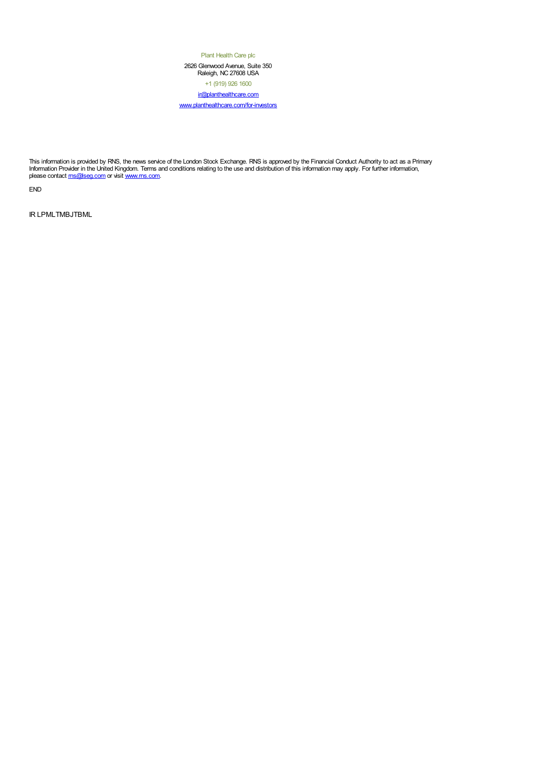Plant Health Care plc

2626 Glenwood Avenue, Suite 350
Raleigh, NC 27608 USA

+1 (919) 926 1600

ir@planthealthcare.com

www.planthealthcare.com/for-investors

This information is provided by RNS, the news service of the London Stock Exchange. RNS is approved by the Financial Conduct Authority to act as a Primary Information Provider in the United Kingdom. Terms and conditions relating to the use and distribution of this information may apply. For further information, please contact rns@lseg.com or visit www.rns.com.

END

IR LPMLTMBJTBML